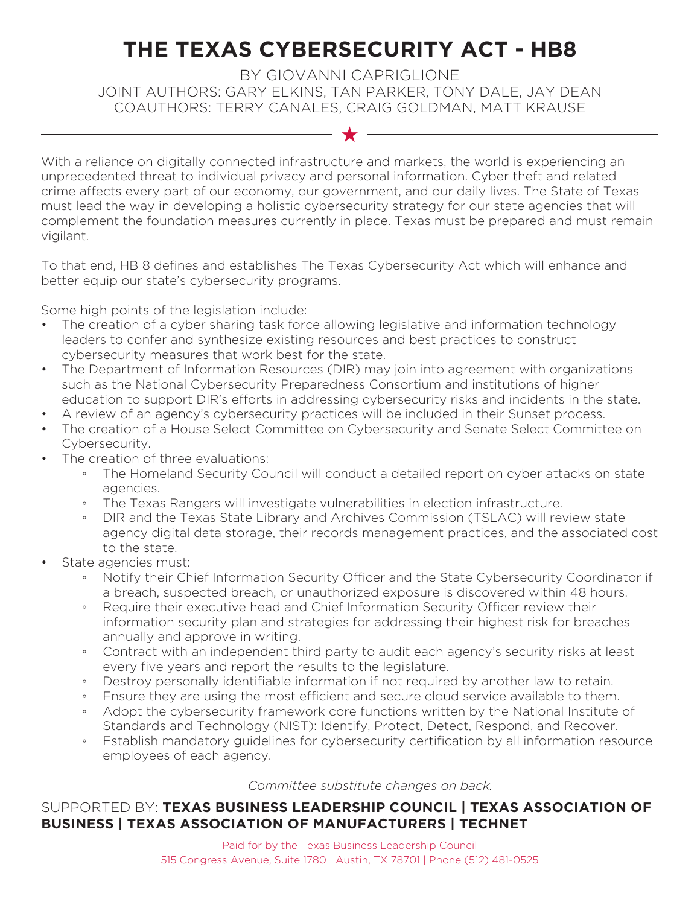# THE TEXAS CYBERSECURITY ACT - HB8

BY GIOVANNI CAPRIGLIONE

JOINT AUTHORS: GARY ELKINS, TAN PARKER, TONY DALE, JAY DEAN

COAUTHORS: TERRY CANALES, CRAIG GOLDMAN, MATT KRAUSE

---

With a reliance on digitally connected infrastructure and markets, the world is experiencing an unprecedented threat to individual privacy and personal information. Cyber theft and related crime affects every part of our economy, our government, and our daily lives. The State of Texas must lead the way in developing a holistic cybersecurity strategy for our state agencies that will complement the foundation measures currently in place. Texas must be prepared and must remain vigilant.

To that end, HB 8 defines and establishes The Texas Cybersecurity Act which will enhance and better equip our state's cybersecurity programs.

Some high points of the legislation include:

- The creation of a cyber sharing task force allowing legislative and information technology leaders to confer and synthesize existing resources and best practices to construct cybersecurity measures that work best for the state.
- The Department of Information Resources (DIR) may join into agreement with organizations such as the National Cybersecurity Preparedness Consortium and institutions of higher education to support DIR's efforts in addressing cybersecurity risks and incidents in the state.
- A review of an agency's cybersecurity practices will be included in their Sunset process.
- The creation of a House Select Committee on Cybersecurity and Senate Select Committee on Cybersecurity.
- The creation of three evaluations:
  - The Homeland Security Council will conduct a detailed report on cyber attacks on state agencies.
  - The Texas Rangers will investigate vulnerabilities in election infrastructure.
  - DIR and the Texas State Library and Archives Commission (TSLAC) will review state agency digital data storage, their records management practices, and the associated cost to the state.
- State agencies must:
  - Notify their Chief Information Security Officer and the State Cybersecurity Coordinator if a breach, suspected breach, or unauthorized exposure is discovered within 48 hours.
  - Require their executive head and Chief Information Security Officer review their information security plan and strategies for addressing their highest risk for breaches annually and approve in writing.
  - Contract with an independent third party to audit each agency's security risks at least every five years and report the results to the legislature.
  - Destroy personally identifiable information if not required by another law to retain.
  - Ensure they are using the most efficient and secure cloud service available to them.
  - Adopt the cybersecurity framework core functions written by the National Institute of Standards and Technology (NIST): Identify, Protect, Detect, Respond, and Recover.
  - Establish mandatory guidelines for cybersecurity certification by all information resource employees of each agency.

*Committee substitute changes on back.*

SUPPORTED BY: **TEXAS BUSINESS LEADERSHIP COUNCIL | TEXAS ASSOCIATION OF BUSINESS | TEXAS ASSOCIATION OF MANUFACTURERS | TECHNET**

Paid for by the Texas Business Leadership Council
515 Congress Avenue, Suite 1780 | Austin, TX 78701 | Phone (512) 481-0525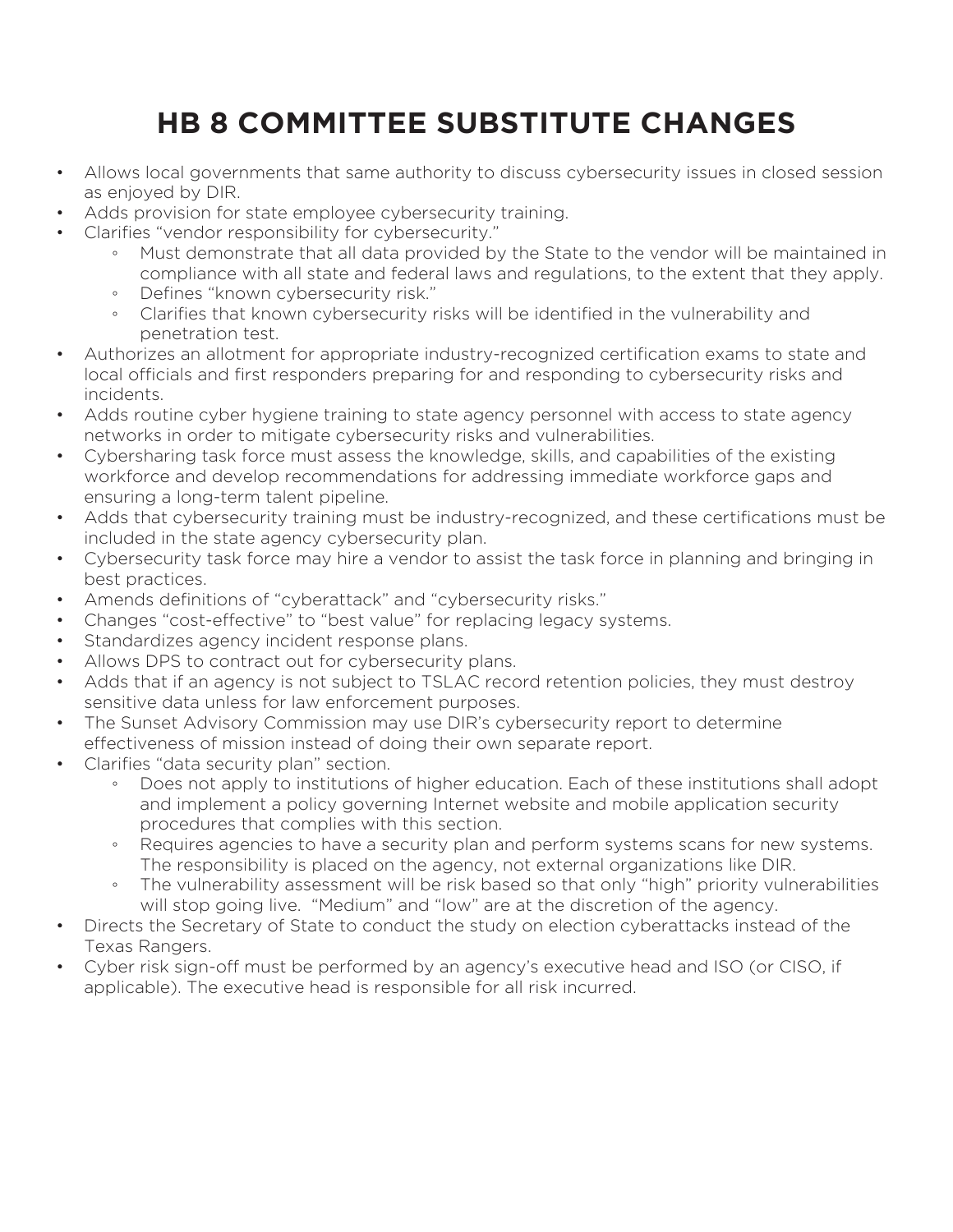# HB 8 COMMITTEE SUBSTITUTE CHANGES

- Allows local governments that same authority to discuss cybersecurity issues in closed session as enjoyed by DIR.
- Adds provision for state employee cybersecurity training.
- Clarifies "vendor responsibility for cybersecurity."
    - Must demonstrate that all data provided by the State to the vendor will be maintained in compliance with all state and federal laws and regulations, to the extent that they apply.
    - Defines "known cybersecurity risk."
    - Clarifies that known cybersecurity risks will be identified in the vulnerability and penetration test.
- Authorizes an allotment for appropriate industry-recognized certification exams to state and local officials and first responders preparing for and responding to cybersecurity risks and incidents.
- Adds routine cyber hygiene training to state agency personnel with access to state agency networks in order to mitigate cybersecurity risks and vulnerabilities.
- Cybersharing task force must assess the knowledge, skills, and capabilities of the existing workforce and develop recommendations for addressing immediate workforce gaps and ensuring a long-term talent pipeline.
- Adds that cybersecurity training must be industry-recognized, and these certifications must be included in the state agency cybersecurity plan.
- Cybersecurity task force may hire a vendor to assist the task force in planning and bringing in best practices.
- Amends definitions of "cyberattack" and "cybersecurity risks."
- Changes "cost-effective" to "best value" for replacing legacy systems.
- Standardizes agency incident response plans.
- Allows DPS to contract out for cybersecurity plans.
- Adds that if an agency is not subject to TSLAC record retention policies, they must destroy sensitive data unless for law enforcement purposes.
- The Sunset Advisory Commission may use DIR's cybersecurity report to determine effectiveness of mission instead of doing their own separate report.
- Clarifies "data security plan" section.
    - Does not apply to institutions of higher education. Each of these institutions shall adopt and implement a policy governing Internet website and mobile application security procedures that complies with this section.
    - Requires agencies to have a security plan and perform systems scans for new systems. The responsibility is placed on the agency, not external organizations like DIR.
    - The vulnerability assessment will be risk based so that only "high" priority vulnerabilities will stop going live. "Medium" and "low" are at the discretion of the agency.
- Directs the Secretary of State to conduct the study on election cyberattacks instead of the Texas Rangers.
- Cyber risk sign-off must be performed by an agency's executive head and ISO (or CISO, if applicable). The executive head is responsible for all risk incurred.